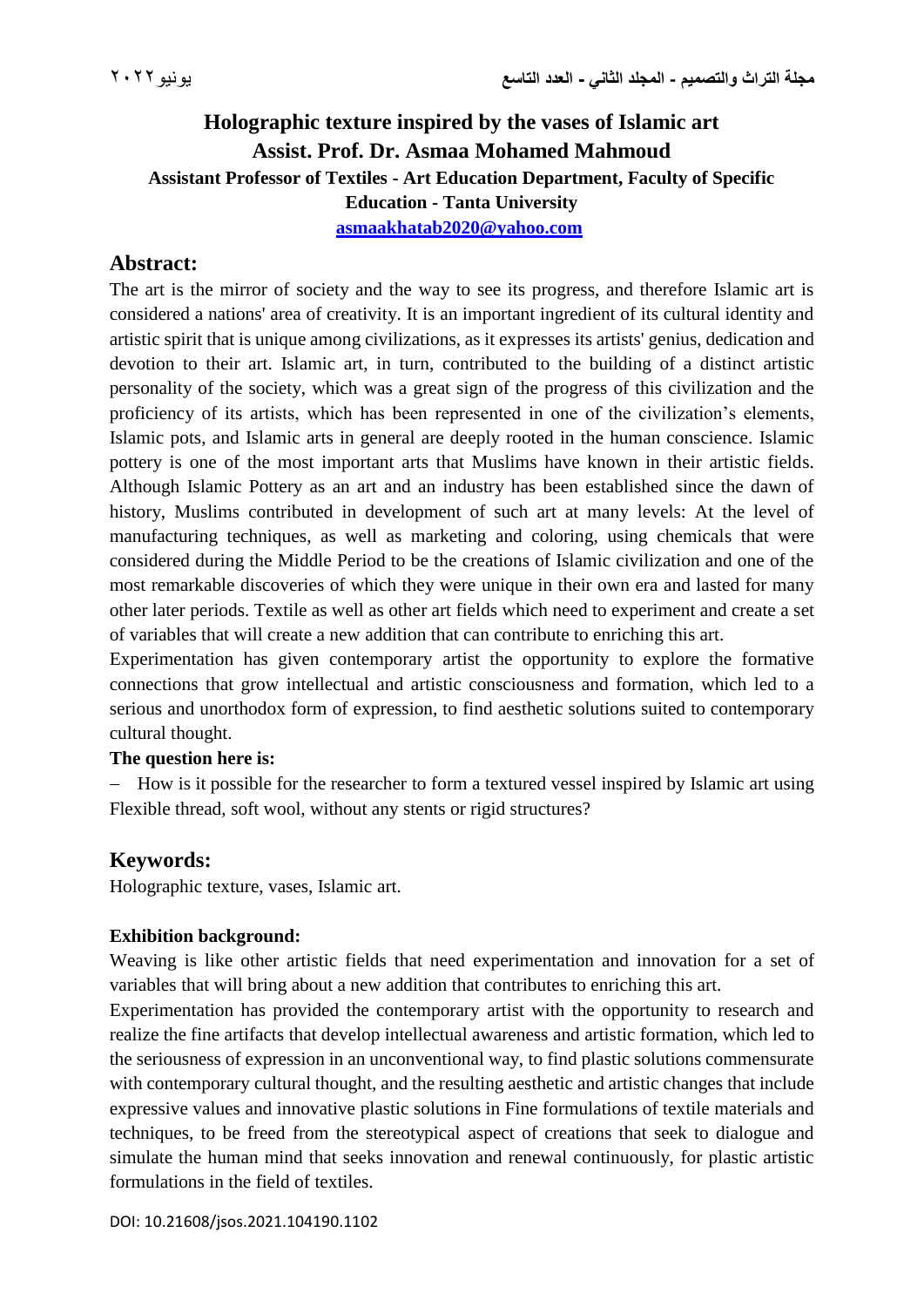# Holographic texture inspired by the vases of Islamic art

## Assist. Prof. Dr. Asmaa Mohamed Mahmoud

**Assistant Professor of Textiles - Art Education Department, Faculty of Specific Education - Tanta University**

**asmaakhatab2020@yahoo.com**

## Abstract:

The art is the mirror of society and the way to see its progress, and therefore Islamic art is considered a nations' area of creativity. It is an important ingredient of its cultural identity and artistic spirit that is unique among civilizations, as it expresses its artists' genius, dedication and devotion to their art. Islamic art, in turn, contributed to the building of a distinct artistic personality of the society, which was a great sign of the progress of this civilization and the proficiency of its artists, which has been represented in one of the civilization's elements, Islamic pots, and Islamic arts in general are deeply rooted in the human conscience. Islamic pottery is one of the most important arts that Muslims have known in their artistic fields. Although Islamic Pottery as an art and an industry has been established since the dawn of history, Muslims contributed in development of such art at many levels: At the level of manufacturing techniques, as well as marketing and coloring, using chemicals that were considered during the Middle Period to be the creations of Islamic civilization and one of the most remarkable discoveries of which they were unique in their own era and lasted for many other later periods. Textile as well as other art fields which need to experiment and create a set of variables that will create a new addition that can contribute to enriching this art.

Experimentation has given contemporary artist the opportunity to explore the formative connections that grow intellectual and artistic consciousness and formation, which led to a serious and unorthodox form of expression, to find aesthetic solutions suited to contemporary cultural thought.

**The question here is:**

- How is it possible for the researcher to form a textured vessel inspired by Islamic art using Flexible thread, soft wool, without any stents or rigid structures?

## Keywords:

Holographic texture, vases, Islamic art.

**Exhibition background:**

Weaving is like other artistic fields that need experimentation and innovation for a set of variables that will bring about a new addition that contributes to enriching this art.

Experimentation has provided the contemporary artist with the opportunity to research and realize the fine artifacts that develop intellectual awareness and artistic formation, which led to the seriousness of expression in an unconventional way, to find plastic solutions commensurate with contemporary cultural thought, and the resulting aesthetic and artistic changes that include expressive values and innovative plastic solutions in Fine formulations of textile materials and techniques, to be freed from the stereotypical aspect of creations that seek to dialogue and simulate the human mind that seeks innovation and renewal continuously, for plastic artistic formulations in the field of textiles.

DOI: 10.21608/jsos.2021.104190.1102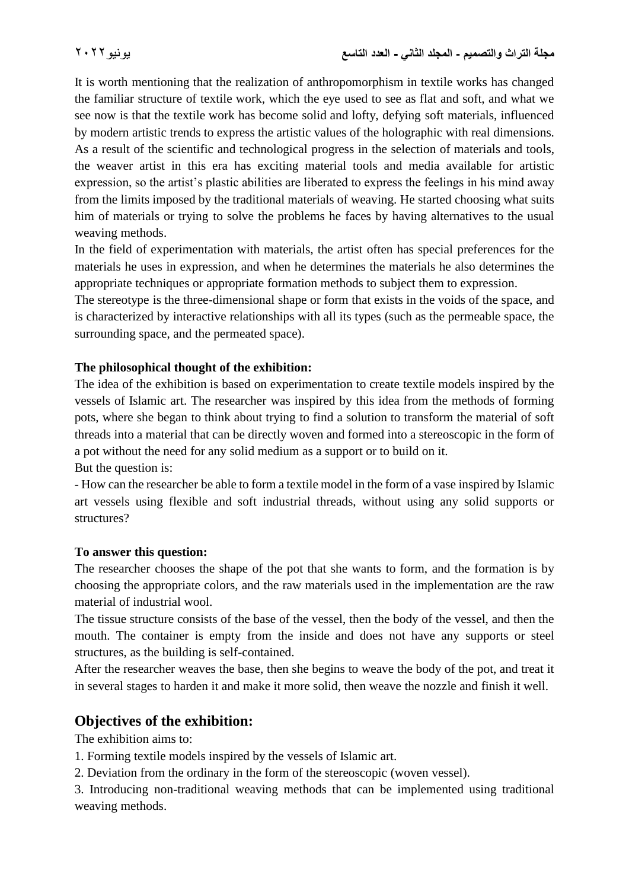It is worth mentioning that the realization of anthropomorphism in textile works has changed the familiar structure of textile work, which the eye used to see as flat and soft, and what we see now is that the textile work has become solid and lofty, defying soft materials, influenced by modern artistic trends to express the artistic values of the holographic with real dimensions. As a result of the scientific and technological progress in the selection of materials and tools, the weaver artist in this era has exciting material tools and media available for artistic expression, so the artist's plastic abilities are liberated to express the feelings in his mind away from the limits imposed by the traditional materials of weaving. He started choosing what suits him of materials or trying to solve the problems he faces by having alternatives to the usual weaving methods.

In the field of experimentation with materials, the artist often has special preferences for the materials he uses in expression, and when he determines the materials he also determines the appropriate techniques or appropriate formation methods to subject them to expression.

The stereotype is the three-dimensional shape or form that exists in the voids of the space, and is characterized by interactive relationships with all its types (such as the permeable space, the surrounding space, and the permeated space).

**The philosophical thought of the exhibition:**

The idea of the exhibition is based on experimentation to create textile models inspired by the vessels of Islamic art. The researcher was inspired by this idea from the methods of forming pots, where she began to think about trying to find a solution to transform the material of soft threads into a material that can be directly woven and formed into a stereoscopic in the form of a pot without the need for any solid medium as a support or to build on it.

But the question is:

- How can the researcher be able to form a textile model in the form of a vase inspired by Islamic art vessels using flexible and soft industrial threads, without using any solid supports or structures?

**To answer this question:**

The researcher chooses the shape of the pot that she wants to form, and the formation is by choosing the appropriate colors, and the raw materials used in the implementation are the raw material of industrial wool.

The tissue structure consists of the base of the vessel, then the body of the vessel, and then the mouth. The container is empty from the inside and does not have any supports or steel structures, as the building is self-contained.

After the researcher weaves the base, then she begins to weave the body of the pot, and treat it in several stages to harden it and make it more solid, then weave the nozzle and finish it well.

## Objectives of the exhibition:

The exhibition aims to:

1. Forming textile models inspired by the vessels of Islamic art.
2. Deviation from the ordinary in the form of the stereoscopic (woven vessel).
3. Introducing non-traditional weaving methods that can be implemented using traditional weaving methods.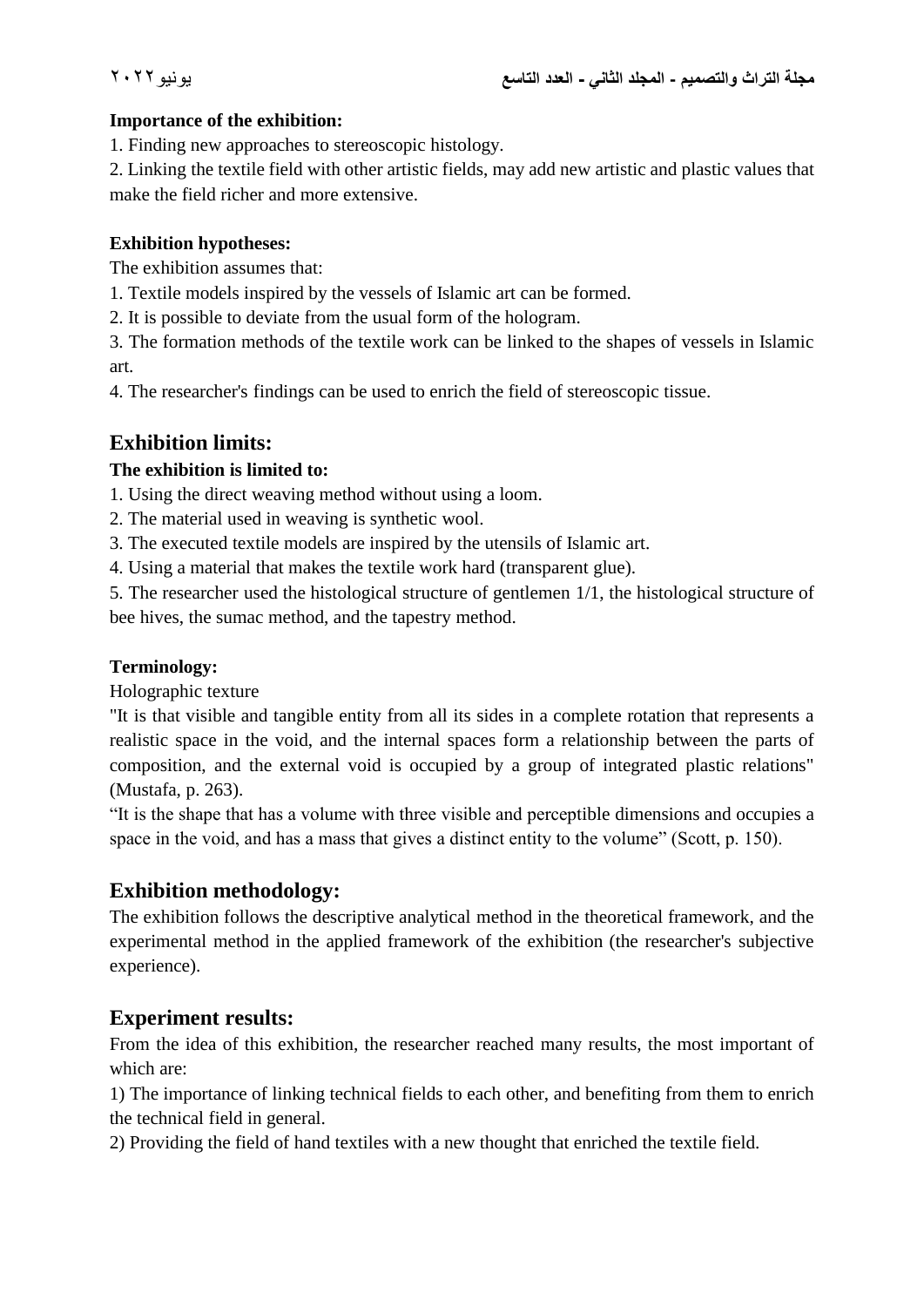**Importance of the exhibition:**

1. Finding new approaches to stereoscopic histology.
2. Linking the textile field with other artistic fields, may add new artistic and plastic values that make the field richer and more extensive.

**Exhibition hypotheses:**

The exhibition assumes that:

1. Textile models inspired by the vessels of Islamic art can be formed.
2. It is possible to deviate from the usual form of the hologram.
3. The formation methods of the textile work can be linked to the shapes of vessels in Islamic art.
4. The researcher's findings can be used to enrich the field of stereoscopic tissue.

## Exhibition limits:

**The exhibition is limited to:**

1. Using the direct weaving method without using a loom.
2. The material used in weaving is synthetic wool.
3. The executed textile models are inspired by the utensils of Islamic art.
4. Using a material that makes the textile work hard (transparent glue).
5. The researcher used the histological structure of gentlemen 1/1, the histological structure of bee hives, the sumac method, and the tapestry method.

**Terminology:**

Holographic texture

"It is that visible and tangible entity from all its sides in a complete rotation that represents a realistic space in the void, and the internal spaces form a relationship between the parts of composition, and the external void is occupied by a group of integrated plastic relations" (Mustafa, p. 263).

"It is the shape that has a volume with three visible and perceptible dimensions and occupies a space in the void, and has a mass that gives a distinct entity to the volume" (Scott, p. 150).

## Exhibition methodology:

The exhibition follows the descriptive analytical method in the theoretical framework, and the experimental method in the applied framework of the exhibition (the researcher's subjective experience).

## Experiment results:

From the idea of this exhibition, the researcher reached many results, the most important of which are:

1) The importance of linking technical fields to each other, and benefiting from them to enrich the technical field in general.
2) Providing the field of hand textiles with a new thought that enriched the textile field.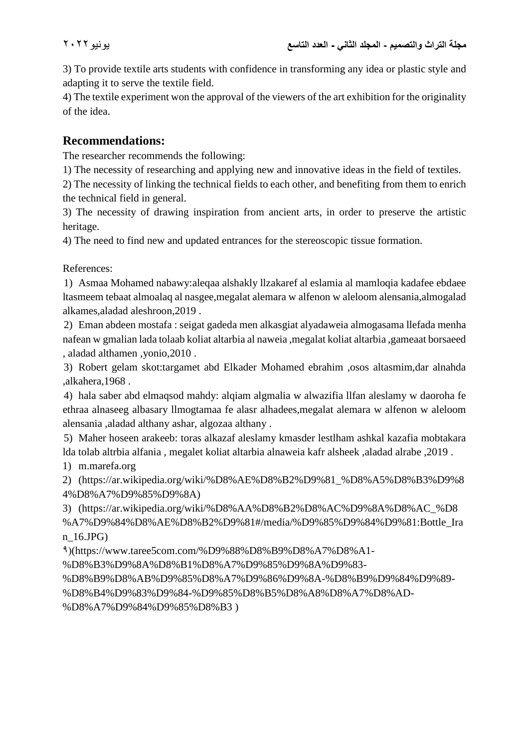3) To provide textile arts students with confidence in transforming any idea or plastic style and adapting it to serve the textile field.

4) The textile experiment won the approval of the viewers of the art exhibition for the originality of the idea.

## Recommendations:

The researcher recommends the following:

1) The necessity of researching and applying new and innovative ideas in the field of textiles.

2) The necessity of linking the technical fields to each other, and benefiting from them to enrich the technical field in general.

3) The necessity of drawing inspiration from ancient arts, in order to preserve the artistic heritage.

4) The need to find new and updated entrances for the stereoscopic tissue formation.

References:

1) Asmaa Mohamed nabawy:aleqaa alshakly llzakaref al eslamia al mamloqia kadafee ebdaee ltasmeem tebaat almoalaq al nasgee,megalat alemara w alfenon w aleloom alensania,almogalad alkames,aladad aleshroon,2019 .

2) Eman abdeen mostafa : seigat gadeda men alkasgiat alyadaweia almogasama llefada menha nafean w gmalian lada tolaab koliat altarbia al naweia ,megalat koliat altarbia ,gameaat borsaeed , aladad althamen ,yonio,2010 .

3) Robert gelam skot:targamet abd Elkader Mohamed ebrahim ,osos altasmim,dar alnahda ,alkahera,1968 .

4) hala saber abd elmaqsod mahdy: alqiam algmalia w alwazifia llfan aleslamy w daoroha fe ethraa alnaseeg albasary llmogtamaa fe alasr alhadees,megalat alemara w alfenon w aleloom alensania ,aladad althany ashar, algozaa althany .

5) Maher hoseen arakeeb: toras alkazaf aleslamy kmasder lestlham ashkal kazafia mobtakara lda tolab altrbia alfania , megalet koliat altarbia alnaweia kafr alsheek ,aladad alrabe ,2019 .

1) m.marefa.org

2) (https://ar.wikipedia.org/wiki/%D8%AE%D8%B2%D9%81_%D8%A5%D8%B3%D9%84%D8%A7%D9%85%D9%8A)

3) (https://ar.wikipedia.org/wiki/%D8%AA%D8%B2%D8%AC%D9%8A%D8%AC_%D8%A7%D9%84%D8%AE%D8%B2%D9%81#/media/%D9%85%D9%84%D9%81:Bottle_Iran_16.JPG)

٩)(https://www.taree5com.com/%D9%88%D8%B9%D8%A7%D8%A1-%D8%B3%D9%8A%D8%B1%D8%A7%D9%85%D9%8A%D9%83-%D8%B9%D8%AB%D9%85%D8%A7%D9%86%D9%8A-%D8%B9%D9%84%D9%89-%D8%B4%D9%83%D9%84-%D9%85%D8%B5%D8%A8%D8%A7%D8%AD-%D8%A7%D9%84%D9%85%D8%B3 )